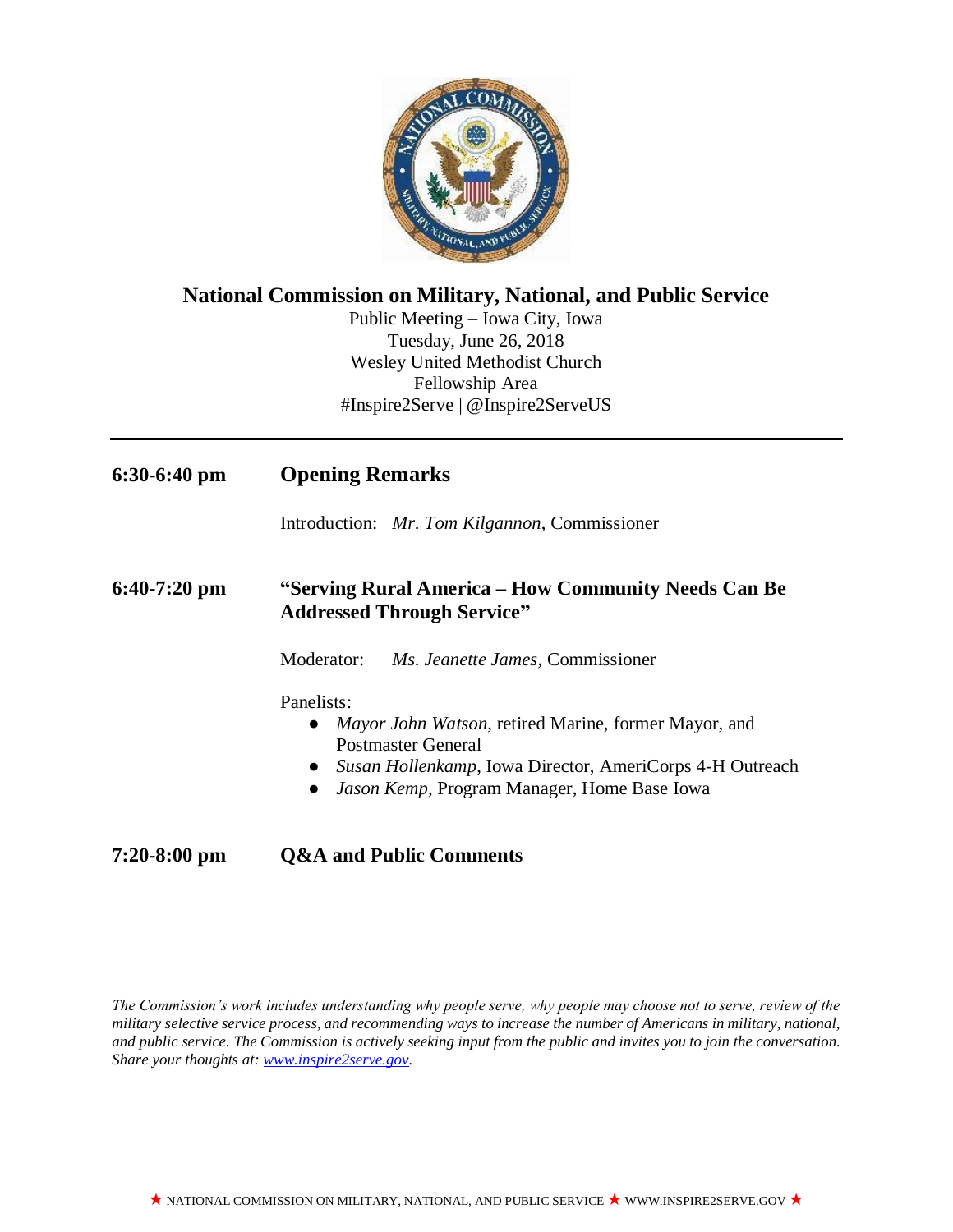# National Commission on Military, National, and Public Service

Public Meeting – Iowa City, Iowa
Tuesday, June 26, 2018
Wesley United Methodist Church
Fellowship Area
#Inspire2Serve | @Inspire2ServeUS

---

**6:30-6:40 pm** **Opening Remarks**

Introduction: *Mr. Tom Kilgannon*, Commissioner

**6:40-7:20 pm** **"Serving Rural America – How Community Needs Can Be Addressed Through Service"**

Moderator: *Ms. Jeanette James*, Commissioner

Panelists:

- *Mayor John Watson,* retired Marine, former Mayor, and Postmaster General
- *Susan Hollenkamp*, Iowa Director, AmeriCorps 4-H Outreach
- *Jason Kemp*, Program Manager, Home Base Iowa

**7:20-8:00 pm** **Q&A and Public Comments**

*The Commission's work includes understanding why people serve, why people may choose not to serve, review of the military selective service process, and recommending ways to increase the number of Americans in military, national, and public service. The Commission is actively seeking input from the public and invites you to join the conversation. Share your thoughts at: [www.inspire2serve.gov](http://www.inspire2serve.gov).*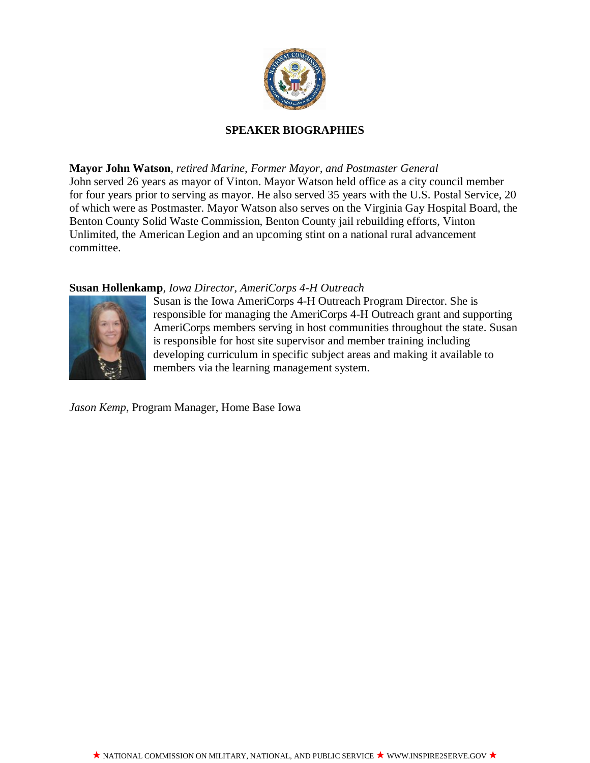## SPEAKER BIOGRAPHIES

**Mayor John Watson**, *retired Marine, Former Mayor, and Postmaster General*
John served 26 years as mayor of Vinton. Mayor Watson held office as a city council member for four years prior to serving as mayor. He also served 35 years with the U.S. Postal Service, 20 of which were as Postmaster. Mayor Watson also serves on the Virginia Gay Hospital Board, the Benton County Solid Waste Commission, Benton County jail rebuilding efforts, Vinton Unlimited, the American Legion and an upcoming stint on a national rural advancement committee.

**Susan Hollenkamp**, *Iowa Director, AmeriCorps 4-H Outreach*
Susan is the Iowa AmeriCorps 4-H Outreach Program Director. She is responsible for managing the AmeriCorps 4-H Outreach grant and supporting AmeriCorps members serving in host communities throughout the state. Susan is responsible for host site supervisor and member training including developing curriculum in specific subject areas and making it available to members via the learning management system.

*Jason Kemp*, Program Manager, Home Base Iowa